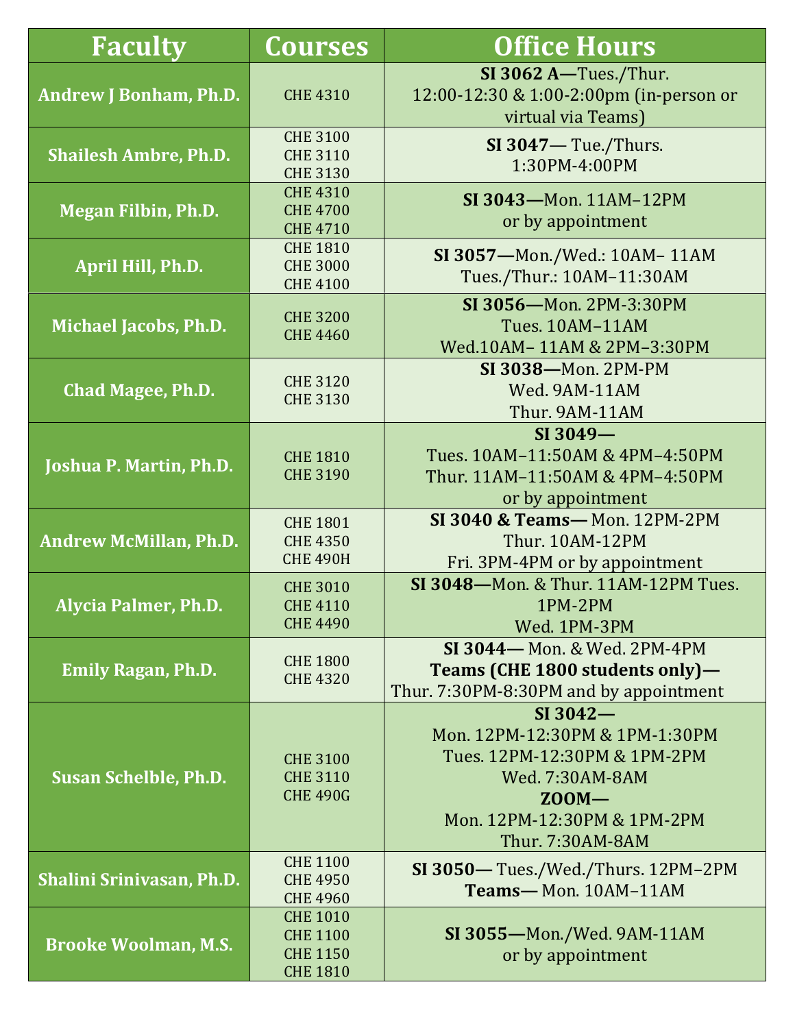| Faculty | Courses | Office Hours |
|---|---|---|
| **Andrew J Bonham, Ph.D.** | CHE 4310 | **SI 3062 A—**Tues./Thur. 12:00-12:30 & 1:00-2:00pm (in-person or virtual via Teams) |
| **Shailesh Ambre, Ph.D.** | CHE 3100<br>CHE 3110<br>CHE 3130 | **SI 3047**— Tue./Thurs. 1:30PM-4:00PM |
| **Megan Filbin, Ph.D.** | CHE 4310<br>CHE 4700<br>CHE 4710 | **SI 3043—**Mon. 11AM–12PM or by appointment |
| **April Hill, Ph.D.** | CHE 1810<br>CHE 3000<br>CHE 4100 | **SI 3057—**Mon./Wed.: 10AM– 11AM<br>Tues./Thur.: 10AM–11:30AM |
| **Michael Jacobs, Ph.D.** | CHE 3200<br>CHE 4460 | **SI 3056—**Mon. 2PM-3:30PM<br>Tues. 10AM–11AM<br>Wed.10AM– 11AM & 2PM–3:30PM |
| **Chad Magee, Ph.D.** | CHE 3120<br>CHE 3130 | **SI 3038—**Mon. 2PM-PM<br>Wed. 9AM-11AM<br>Thur. 9AM-11AM |
| **Joshua P. Martin, Ph.D.** | CHE 1810<br>CHE 3190 | **SI 3049—**<br>Tues. 10AM–11:50AM & 4PM–4:50PM<br>Thur. 11AM–11:50AM & 4PM–4:50PM<br>or by appointment |
| **Andrew McMillan, Ph.D.** | CHE 1801<br>CHE 4350<br>CHE 490H | **SI 3040 & Teams—** Mon. 12PM-2PM<br>Thur. 10AM-12PM<br>Fri. 3PM-4PM or by appointment |
| **Alycia Palmer, Ph.D.** | CHE 3010<br>CHE 4110<br>CHE 4490 | **SI 3048—**Mon. & Thur. 11AM-12PM Tues. 1PM-2PM<br>Wed. 1PM-3PM |
| **Emily Ragan, Ph.D.** | CHE 1800<br>CHE 4320 | **SI 3044—** Mon. & Wed. 2PM-4PM<br>**Teams (CHE 1800 students only)—** Thur. 7:30PM-8:30PM and by appointment |
| **Susan Schelble, Ph.D.** | CHE 3100<br>CHE 3110<br>CHE 490G | **SI 3042—**<br>Mon. 12PM-12:30PM & 1PM-1:30PM<br>Tues. 12PM-12:30PM & 1PM-2PM<br>Wed. 7:30AM-8AM<br>**ZOOM—**<br>Mon. 12PM-12:30PM & 1PM-2PM<br>Thur. 7:30AM-8AM |
| **Shalini Srinivasan, Ph.D.** | CHE 1100<br>CHE 4950<br>CHE 4960 | **SI 3050—** Tues./Wed./Thurs. 12PM–2PM<br>**Teams—** Mon. 10AM–11AM |
| **Brooke Woolman, M.S.** | CHE 1010<br>CHE 1100<br>CHE 1150<br>CHE 1810 | **SI 3055—**Mon./Wed. 9AM-11AM or by appointment |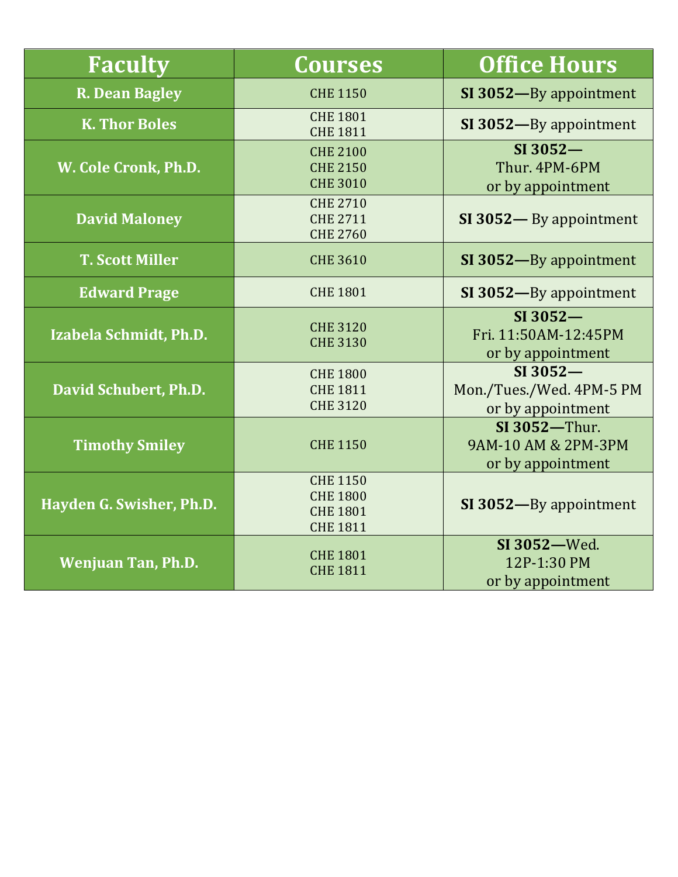| Faculty | Courses | Office Hours |
| --- | --- | --- |
| **R. Dean Bagley** | CHE 1150 | **SI 3052—**By appointment |
| **K. Thor Boles** | CHE 1801<br>CHE 1811 | **SI 3052—**By appointment |
| **W. Cole Cronk, Ph.D.** | CHE 2100<br>CHE 2150<br>CHE 3010 | **SI 3052—**<br>Thur. 4PM-6PM<br>or by appointment |
| **David Maloney** | CHE 2710<br>CHE 2711<br>CHE 2760 | **SI 3052—** By appointment |
| **T. Scott Miller** | CHE 3610 | **SI 3052—**By appointment |
| **Edward Prage** | CHE 1801 | **SI 3052—**By appointment |
| **Izabela Schmidt, Ph.D.** | CHE 3120<br>CHE 3130 | **SI 3052—**<br>Fri. 11:50AM-12:45PM<br>or by appointment |
| **David Schubert, Ph.D.** | CHE 1800<br>CHE 1811<br>CHE 3120 | **SI 3052—**<br>Mon./Tues./Wed. 4PM-5 PM<br>or by appointment |
| **Timothy Smiley** | CHE 1150 | **SI 3052—**Thur.<br>9AM-10 AM & 2PM-3PM<br>or by appointment |
| **Hayden G. Swisher, Ph.D.** | CHE 1150<br>CHE 1800<br>CHE 1801<br>CHE 1811 | **SI 3052—**By appointment |
| **Wenjuan Tan, Ph.D.** | CHE 1801<br>CHE 1811 | **SI 3052—**Wed.<br>12P-1:30 PM<br>or by appointment |